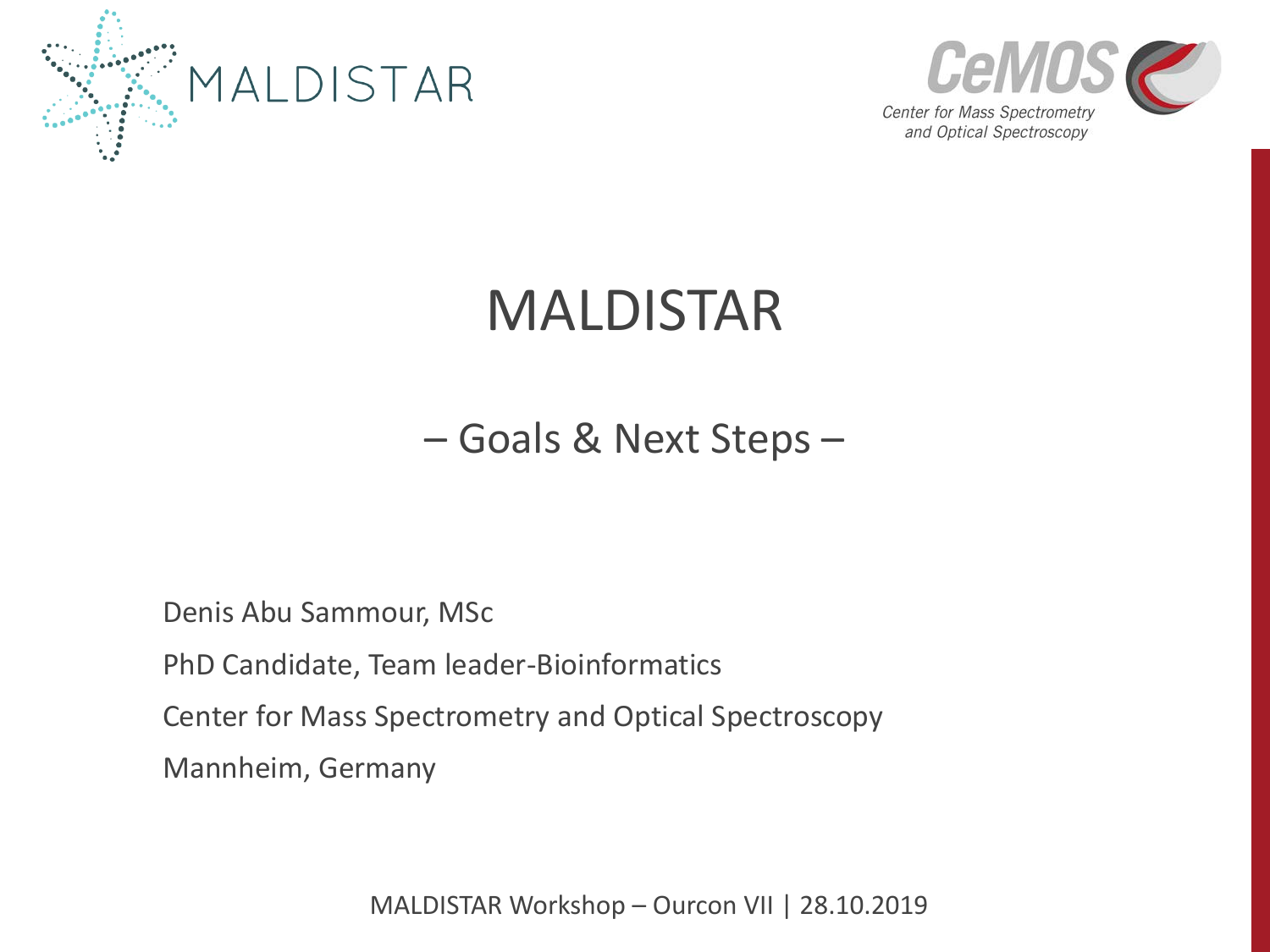MALDISTAR

CeMOS

Center for Mass Spectrometry and Optical Spectroscopy

# MALDISTAR

## – Goals & Next Steps –

Denis Abu Sammour, MSc

PhD Candidate, Team leader-Bioinformatics

Center for Mass Spectrometry and Optical Spectroscopy

Mannheim, Germany

MALDISTAR Workshop – Ourcon VII | 28.10.2019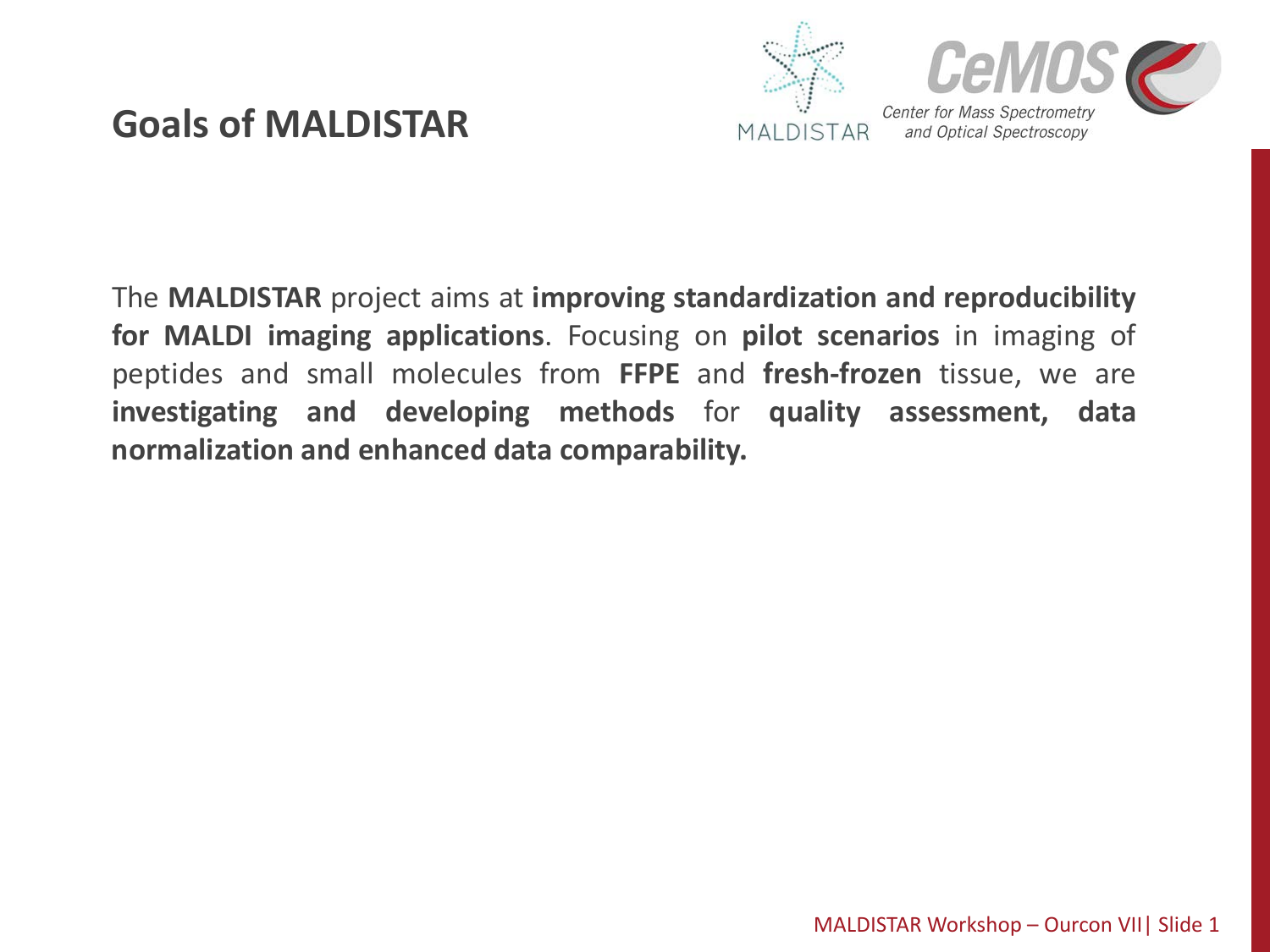# Goals of MALDISTAR

The **MALDISTAR** project aims at **improving standardization and reproducibility for MALDI imaging applications**. Focusing on **pilot scenarios** in imaging of peptides and small molecules from **FFPE** and **fresh-frozen** tissue, we are **investigating and developing methods** for **quality assessment, data normalization and enhanced data comparability.**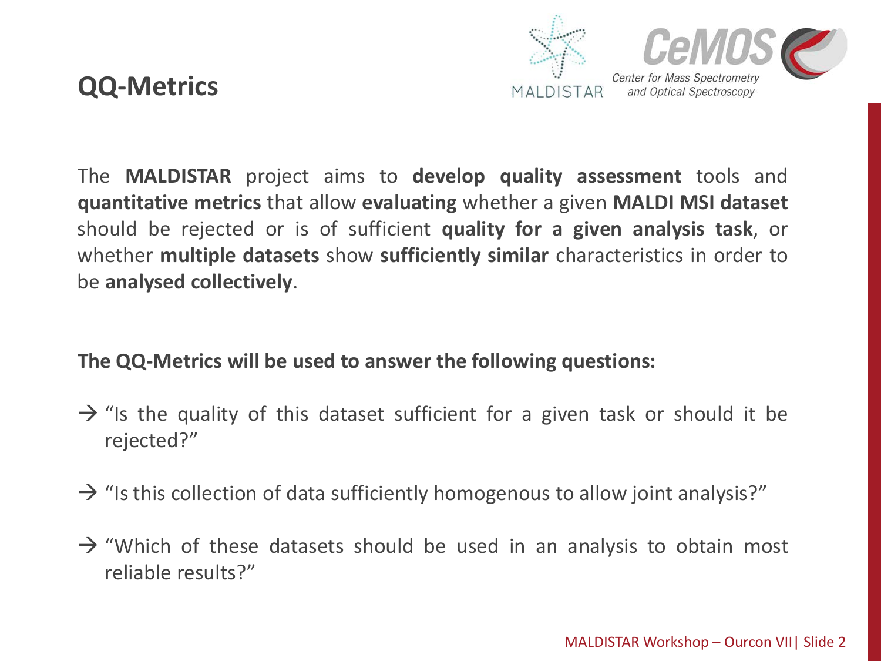# QQ-Metrics

The **MALDISTAR** project aims to **develop quality assessment** tools and **quantitative metrics** that allow **evaluating** whether a given **MALDI MSI dataset** should be rejected or is of sufficient **quality for a given analysis task**, or whether **multiple datasets** show **sufficiently similar** characteristics in order to be **analysed collectively**.

**The QQ-Metrics will be used to answer the following questions:**

→ "Is the quality of this dataset sufficient for a given task or should it be rejected?"

→ "Is this collection of data sufficiently homogenous to allow joint analysis?"

→ "Which of these datasets should be used in an analysis to obtain most reliable results?"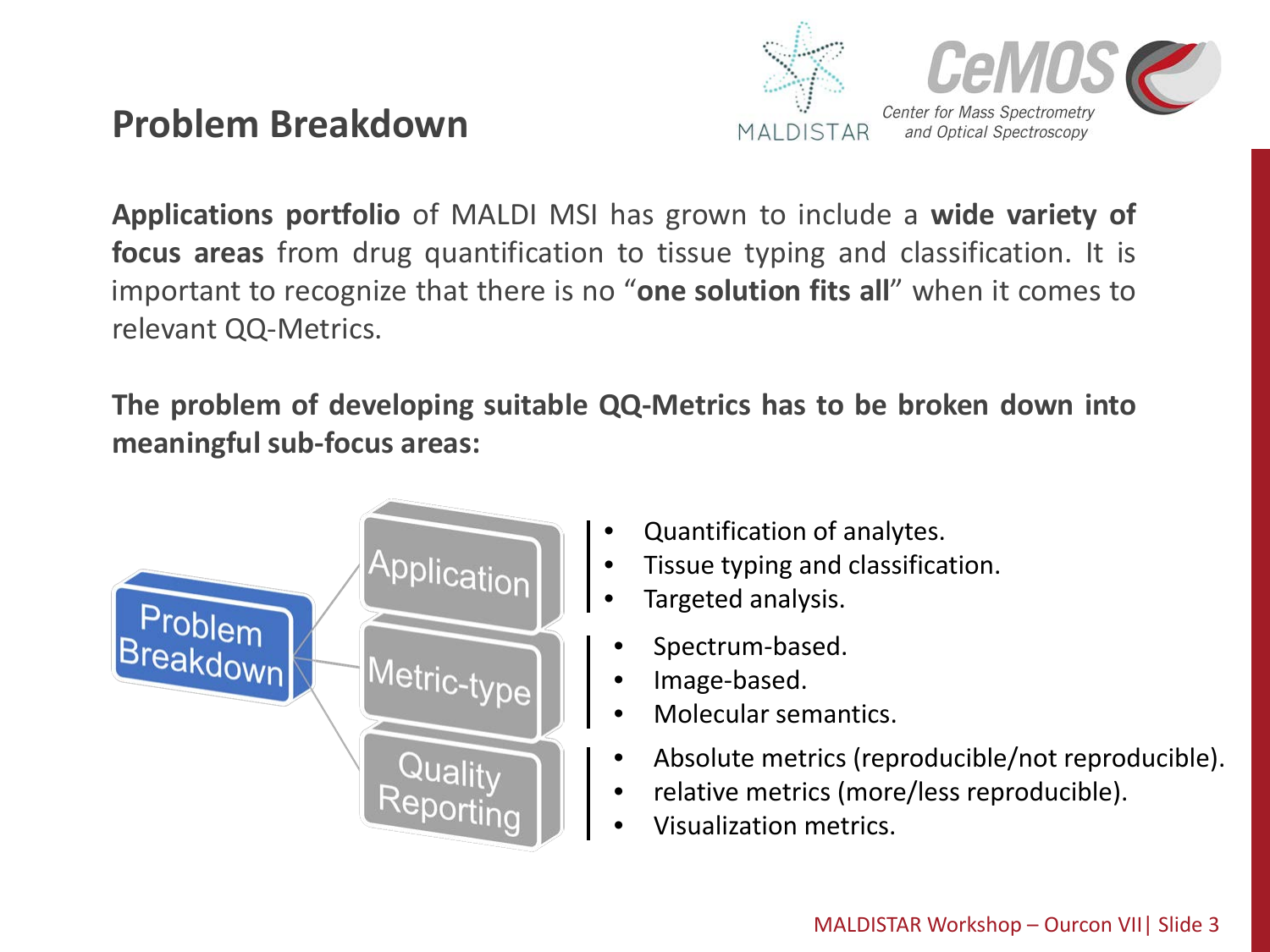## Problem Breakdown

**Applications portfolio** of MALDI MSI has grown to include a **wide variety of focus areas** from drug quantification to tissue typing and classification. It is important to recognize that there is no "**one solution fits all**" when it comes to relevant QQ-Metrics.

**The problem of developing suitable QQ-Metrics has to be broken down into meaningful sub-focus areas:**

Problem Breakdown

- Application
  - Quantification of analytes.
  - Tissue typing and classification.
  - Targeted analysis.
- Metric-type
  - Spectrum-based.
  - Image-based.
  - Molecular semantics.
- Quality Reporting
  - Absolute metrics (reproducible/not reproducible).
  - relative metrics (more/less reproducible).
  - Visualization metrics.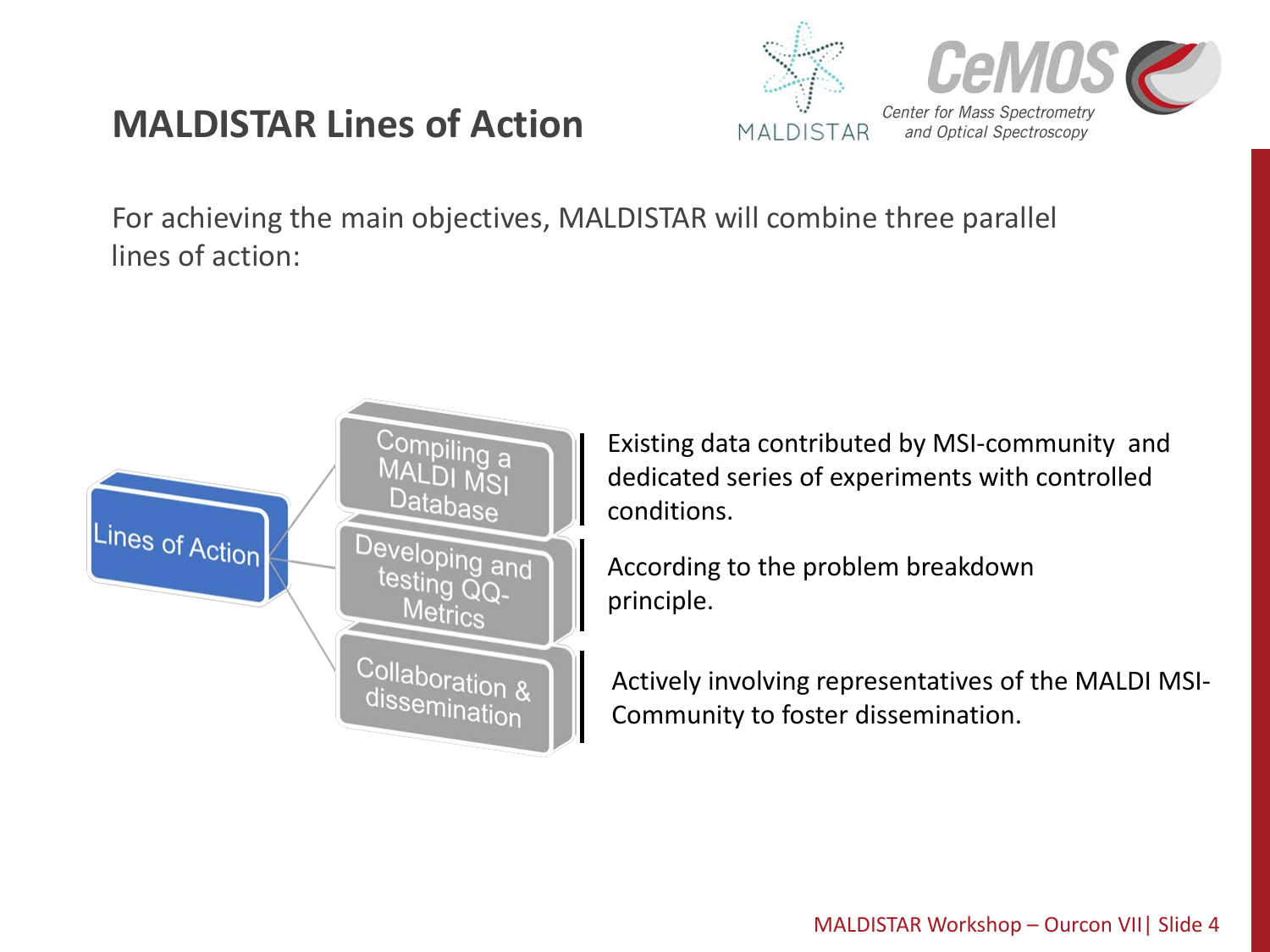# MALDISTAR Lines of Action

For achieving the main objectives, MALDISTAR will combine three parallel lines of action:

**Lines of Action**

- **Compiling a MALDI MSI Database**: Existing data contributed by MSI-community and dedicated series of experiments with controlled conditions.
- **Developing and testing QQ-Metrics**: According to the problem breakdown principle.
- **Collaboration & dissemination**: Actively involving representatives of the MALDI MSI-Community to foster dissemination.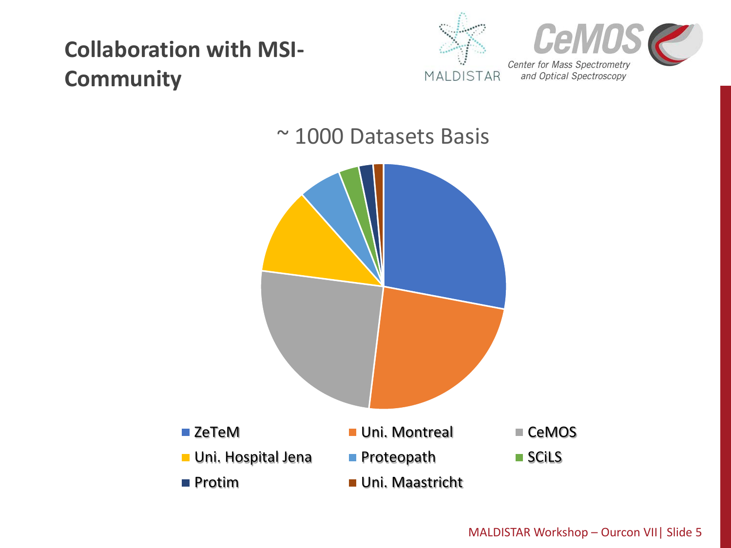# Collaboration with MSI-Community

MALDISTAR

CeMOS
Center for Mass Spectrometry and Optical Spectroscopy

~ 1000 Datasets Basis

- ZeTeM
- Uni. Montreal
- CeMOS
- Uni. Hospital Jena
- Proteopath
- SCiLS
- Protim
- Uni. Maastricht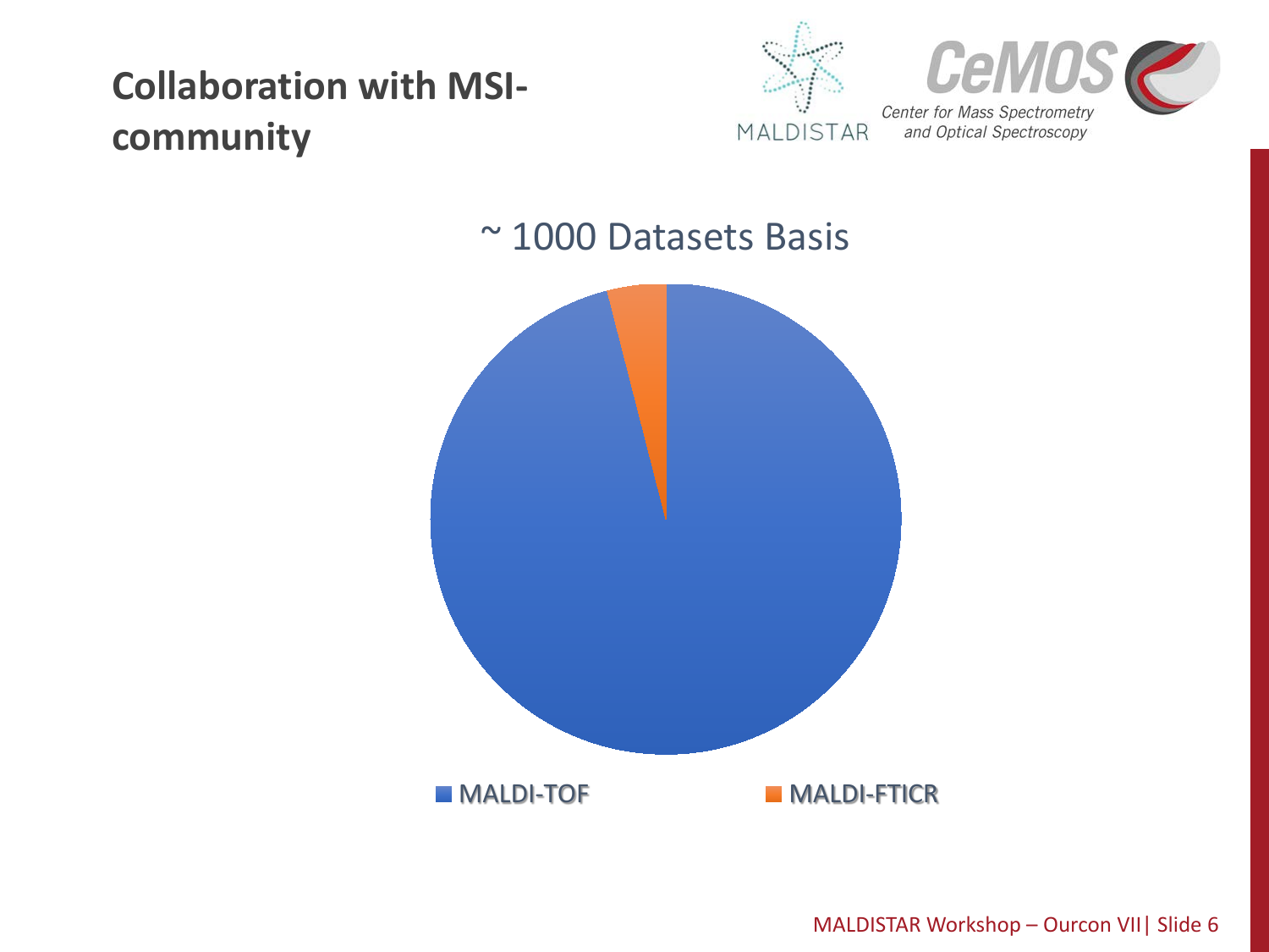# Collaboration with MSI-community

MALDISTAR

CeMOS Center for Mass Spectrometry and Optical Spectroscopy

~ 1000 Datasets Basis

MALDI-TOF

MALDI-FTICR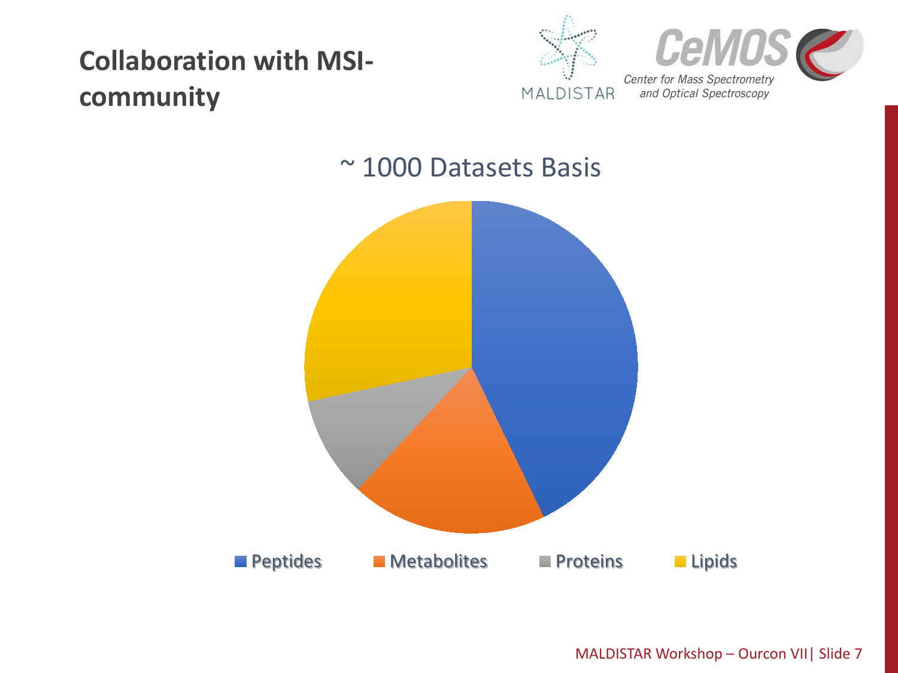# Collaboration with MSI-community

MALDISTAR

CeMOS Center for Mass Spectrometry and Optical Spectroscopy

~ 1000 Datasets Basis

- Peptides
- Metabolites
- Proteins
- Lipids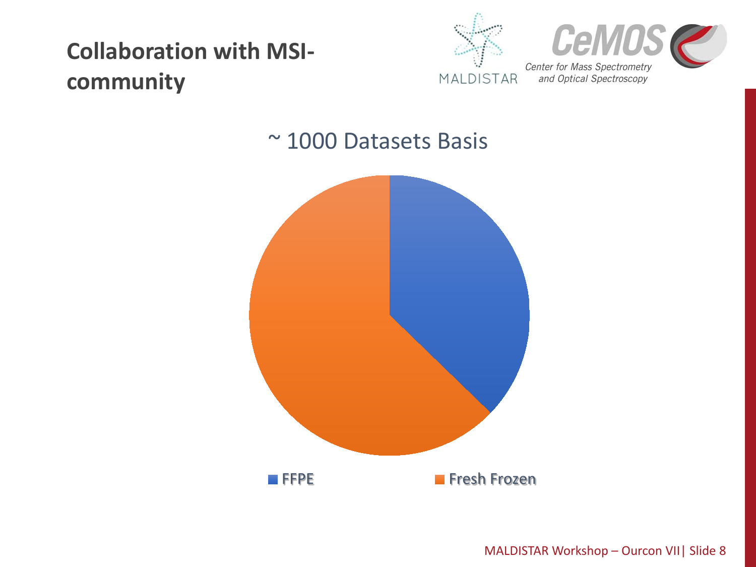# Collaboration with MSI-community

~ 1000 Datasets Basis

- FFPE
- Fresh Frozen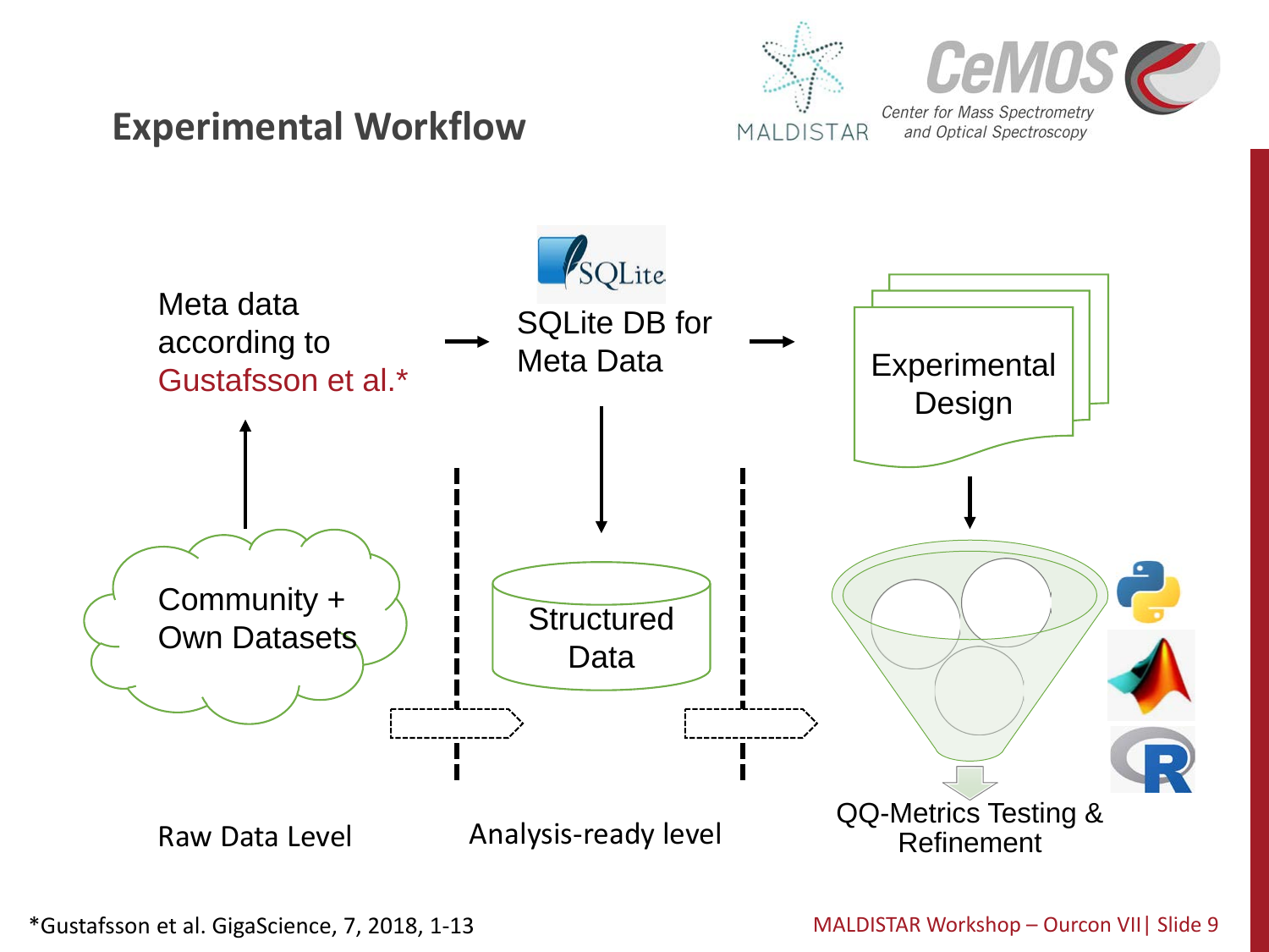## Experimental Workflow

Meta data according to Gustafsson et al.* → SQLite DB for Meta Data → Experimental Design

Community + Own Datasets

Structured Data

QQ-Metrics Testing & Refinement

Raw Data Level

Analysis-ready level

*Gustafsson et al. GigaScience, 7, 2018, 1-13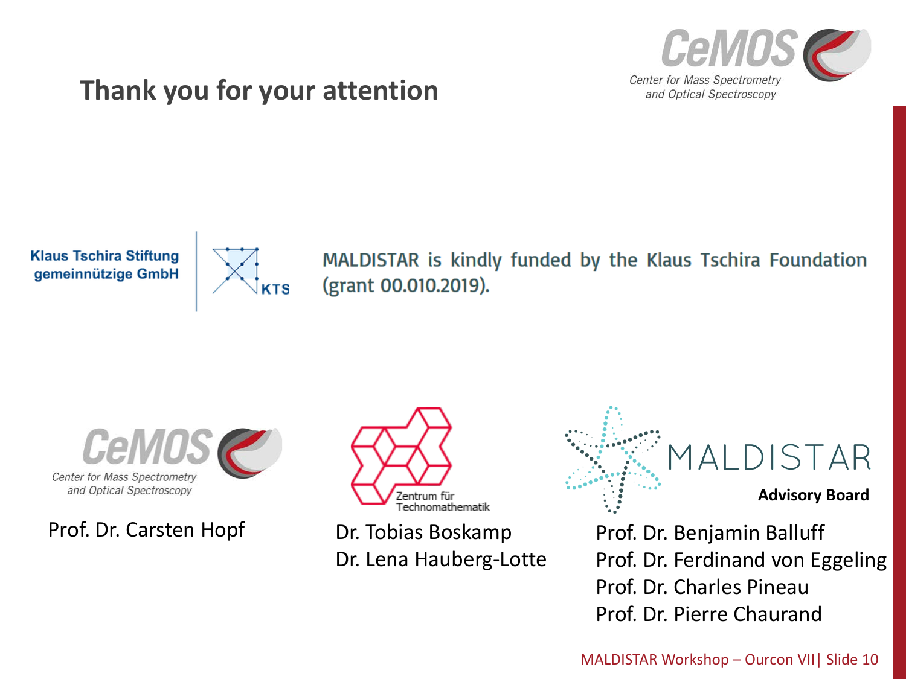# Thank you for your attention

CeMOS
Center for Mass Spectrometry and Optical Spectroscopy

Klaus Tschira Stiftung gemeinnützige GmbH

KTS

MALDISTAR is kindly funded by the Klaus Tschira Foundation (grant 00.010.2019).

CeMOS
Center for Mass Spectrometry and Optical Spectroscopy

Prof. Dr. Carsten Hopf

Zentrum für Technomathematik

Dr. Tobias Boskamp
Dr. Lena Hauberg-Lotte

MALDISTAR

**Advisory Board**

Prof. Dr. Benjamin Balluff
Prof. Dr. Ferdinand von Eggeling
Prof. Dr. Charles Pineau
Prof. Dr. Pierre Chaurand